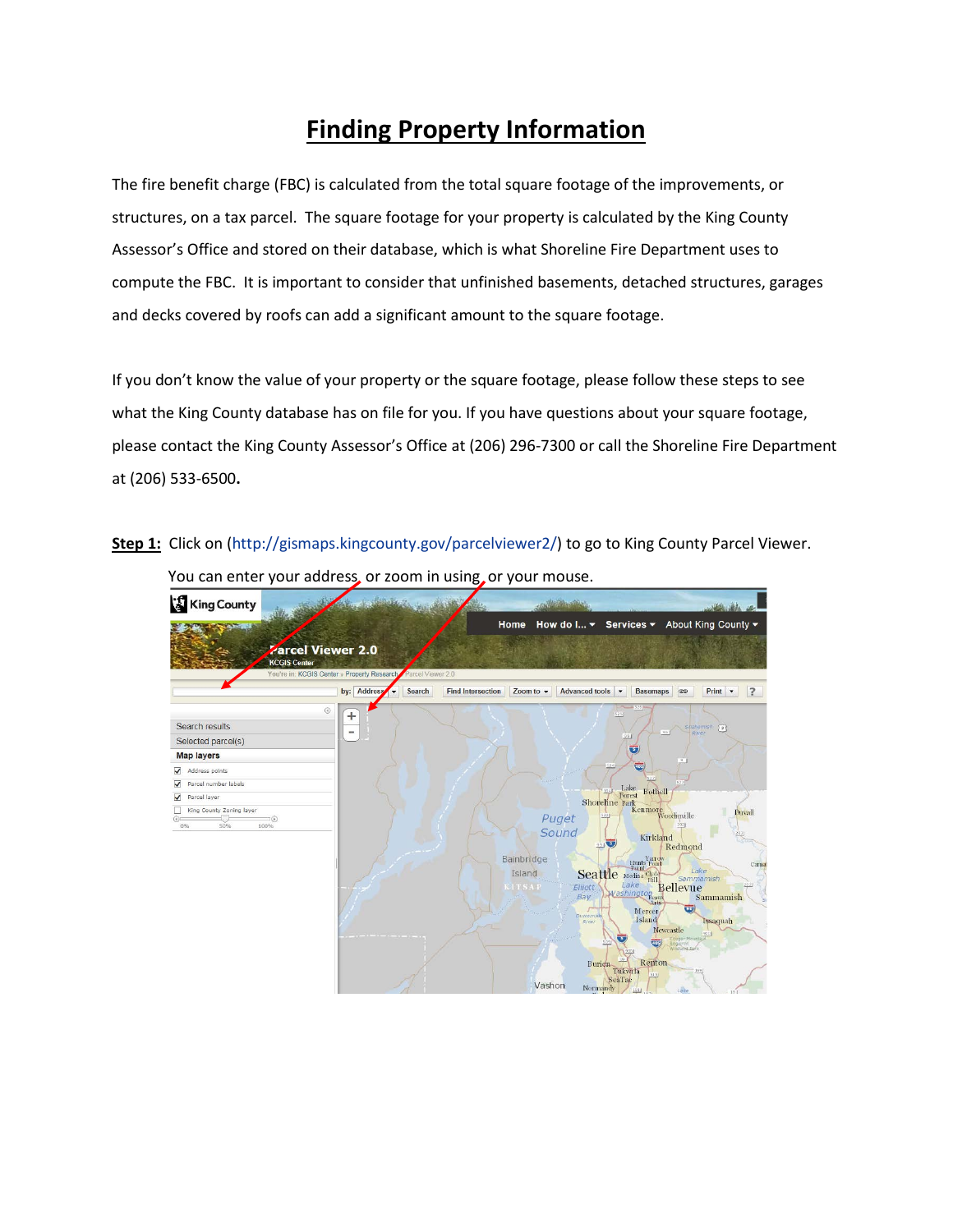# Finding Property Information

The fire benefit charge (FBC) is calculated from the total square footage of the improvements, or structures, on a tax parcel. The square footage for your property is calculated by the King County Assessor's Office and stored on their database, which is what Shoreline Fire Department uses to compute the FBC. It is important to consider that unfinished basements, detached structures, garages and decks covered by roofs can add a significant amount to the square footage.

If you don't know the value of your property or the square footage, please follow these steps to see what the King County database has on file for you. If you have questions about your square footage, please contact the King County Assessor's Office at (206) 296-7300 or call the Shoreline Fire Department at (206) 533-6500**.**

**Step 1:** Click on (http://gismaps.kingcounty.gov/parcelviewer2/) to go to King County Parcel Viewer.

You can enter your address, or zoom in using, or your mouse.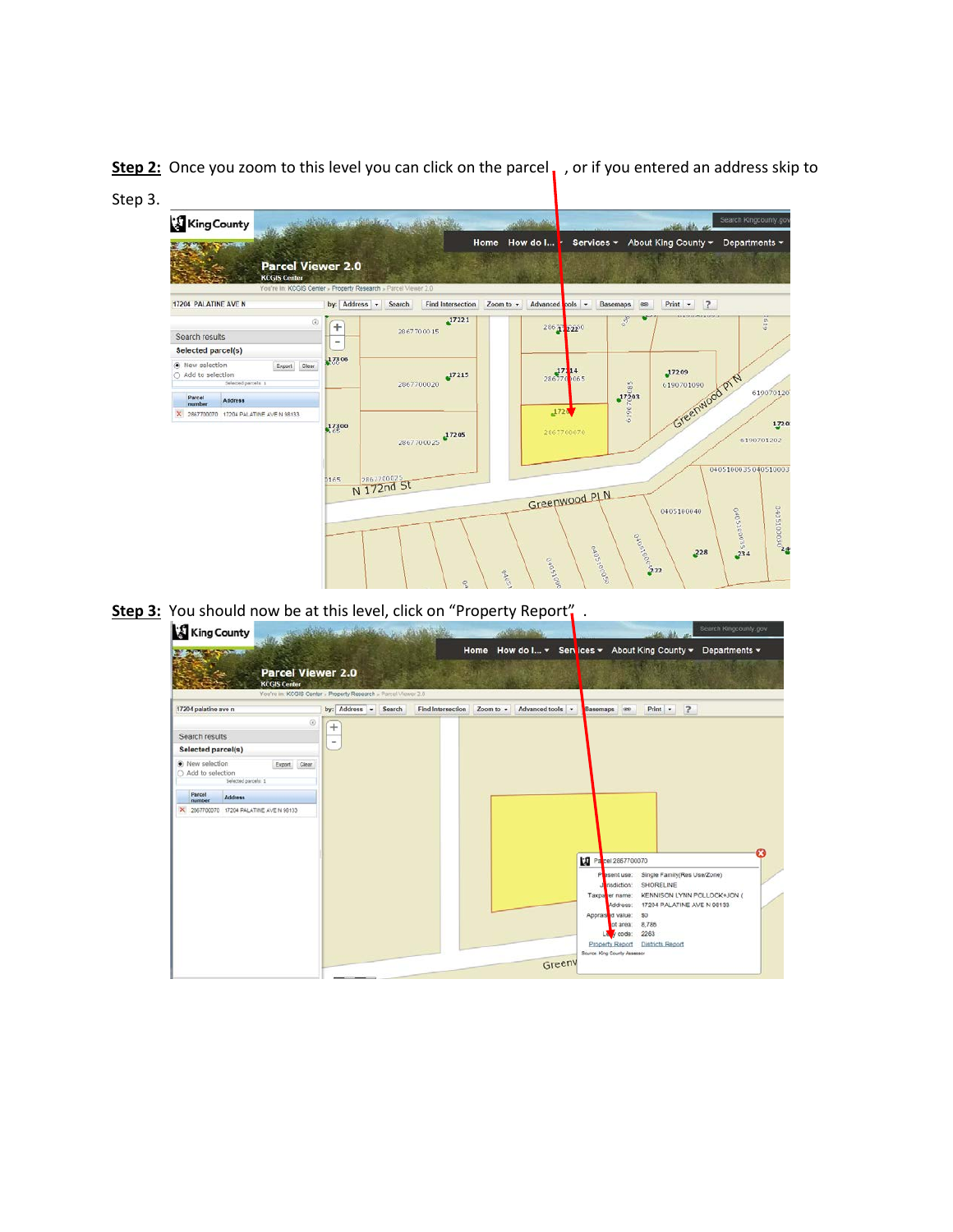**Step 2:** Once you zoom to this level you can click on the parcel , or if you entered an address skip to Step 3.

**Step 3:** You should now be at this level, click on "Property Report" .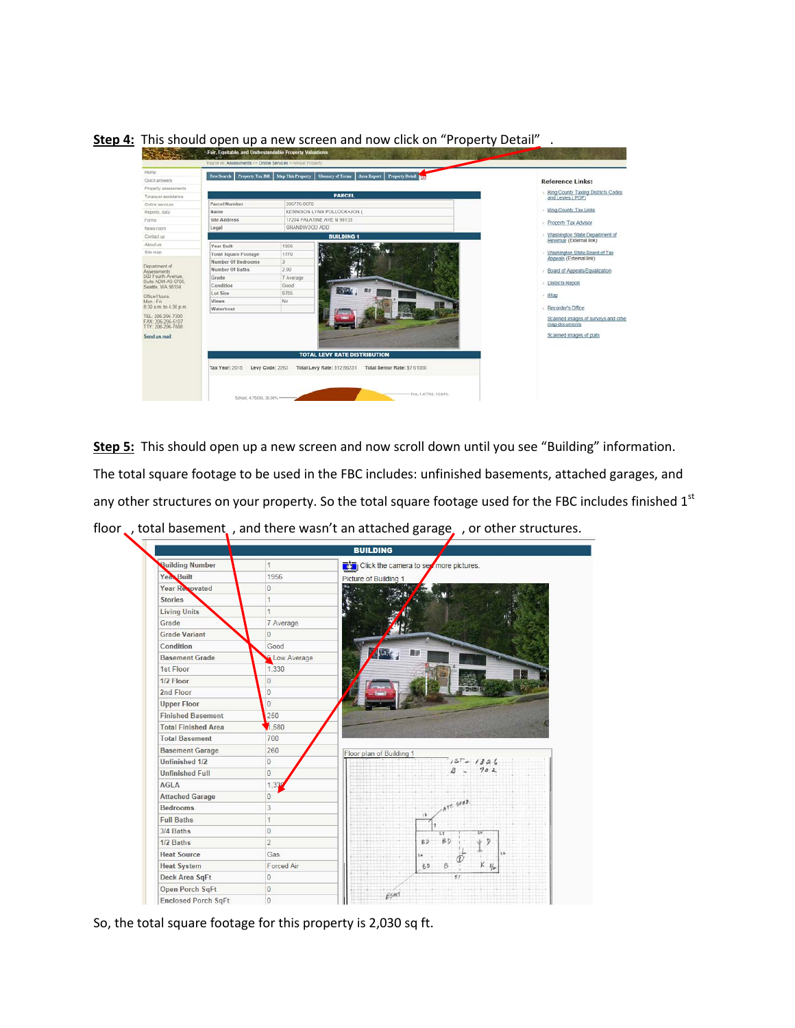**Step 4:** This should open up a new screen and now click on "Property Detail" .

| PARCEL | |
| --- | --- |
| Parcel Number | 286770-0070 |
| Name | KENNISON LYNN POLLOCK+JON ( |
| Site Address | 17204 PALATINE AVE N 98133 |
| Legal | GRANDWOOD ADD |

| BUILDING 1 | |
| --- | --- |
| Year Built | 1956 |
| Total Square Footage | 1770 |
| Number Of Bedrooms | 3 |
| Number Of Baths | 2.00 |
| Grade | 7 Average |
| Condition | Good |
| Lot Size | 8785 |
| Views | No |
| Waterfront | |

TOTAL LEVY RATE DISTRIBUTION

Tax Year: 2015 Levy Code: 2263 Total Levy Rate: $12.86231 Total Senior Rate: $7.61056

**Step 5:** This should open up a new screen and now scroll down until you see "Building" information. The total square footage to be used in the FBC includes: unfinished basements, attached garages, and any other structures on your property. So the total square footage used for the FBC includes finished 1st floor , total basement , and there wasn't an attached garage , or other structures.

| BUILDING | |
| --- | --- |
| Building Number | 1 |
| Year Built | 1956 |
| Year Renovated | 0 |
| Stories | 1 |
| Living Units | 1 |
| Grade | 7 Average |
| Grade Variant | 0 |
| Condition | Good |
| Basement Grade | 6 Low Average |
| 1st Floor | 1,330 |
| 1/2 Floor | 0 |
| 2nd Floor | 0 |
| Upper Floor | 0 |
| Finished Basement | 250 |
| Total Finished Area | 1,580 |
| Total Basement | 700 |
| Basement Garage | 260 |
| Unfinished 1/2 | 0 |
| Unfinished Full | 0 |
| AGLA | 1,330 |
| Attached Garage | 0 |
| Bedrooms | 3 |
| Full Baths | 1 |
| 3/4 Baths | 0 |
| 1/2 Baths | 2 |
| Heat Source | Gas |
| Heat System | Forced Air |
| Deck Area SqFt | 0 |
| Open Porch SqFt | 0 |
| Enclosed Porch SqFt | 0 |

Click the camera to see more pictures.

Picture of Building 1

Floor plan of Building 1

So, the total square footage for this property is 2,030 sq ft.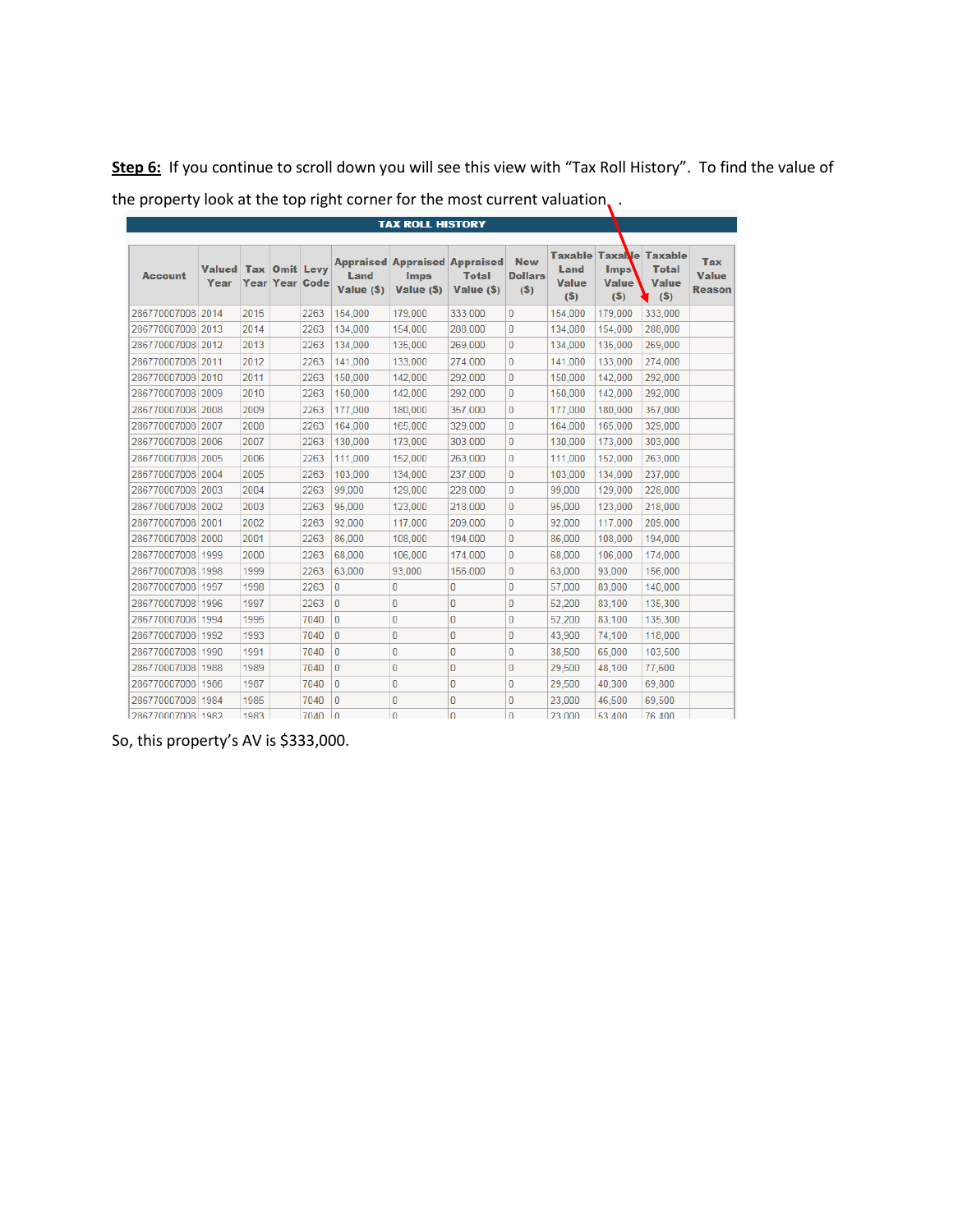**Step 6:** If you continue to scroll down you will see this view with "Tax Roll History". To find the value of the property look at the top right corner for the most current valuation. .

TAX ROLL HISTORY

| Account | Valued Year | Tax Year | Omit Year | Levy Code | Appraised Land Value ($) | Appraised Imps Value ($) | Appraised Total Value ($) | New Dollars ($) | Taxable Land Value ($) | Taxable Imps Value ($) | Taxable Total Value ($) | Tax Value Reason |
|---|---|---|---|---|---|---|---|---|---|---|---|---|
| 286770007008 | 2014 | 2015 | | 2263 | 154,000 | 179,000 | 333,000 | 0 | 154,000 | 179,000 | 333,000 | |
| 286770007008 | 2013 | 2014 | | 2263 | 134,000 | 154,000 | 288,000 | 0 | 134,000 | 154,000 | 288,000 | |
| 286770007008 | 2012 | 2013 | | 2263 | 134,000 | 135,000 | 269,000 | 0 | 134,000 | 135,000 | 269,000 | |
| 286770007008 | 2011 | 2012 | | 2263 | 141,000 | 133,000 | 274,000 | 0 | 141,000 | 133,000 | 274,000 | |
| 286770007008 | 2010 | 2011 | | 2263 | 150,000 | 142,000 | 292,000 | 0 | 150,000 | 142,000 | 292,000 | |
| 286770007008 | 2009 | 2010 | | 2263 | 150,000 | 142,000 | 292,000 | 0 | 150,000 | 142,000 | 292,000 | |
| 286770007008 | 2008 | 2009 | | 2263 | 177,000 | 180,000 | 357,000 | 0 | 177,000 | 180,000 | 357,000 | |
| 286770007008 | 2007 | 2008 | | 2263 | 164,000 | 165,000 | 329,000 | 0 | 164,000 | 165,000 | 329,000 | |
| 286770007008 | 2006 | 2007 | | 2263 | 130,000 | 173,000 | 303,000 | 0 | 130,000 | 173,000 | 303,000 | |
| 286770007008 | 2005 | 2006 | | 2263 | 111,000 | 152,000 | 263,000 | 0 | 111,000 | 152,000 | 263,000 | |
| 286770007008 | 2004 | 2005 | | 2263 | 103,000 | 134,000 | 237,000 | 0 | 103,000 | 134,000 | 237,000 | |
| 286770007008 | 2003 | 2004 | | 2263 | 99,000 | 129,000 | 228,000 | 0 | 99,000 | 129,000 | 228,000 | |
| 286770007008 | 2002 | 2003 | | 2263 | 95,000 | 123,000 | 218,000 | 0 | 95,000 | 123,000 | 218,000 | |
| 286770007008 | 2001 | 2002 | | 2263 | 92,000 | 117,000 | 209,000 | 0 | 92,000 | 117,000 | 209,000 | |
| 286770007008 | 2000 | 2001 | | 2263 | 86,000 | 108,000 | 194,000 | 0 | 86,000 | 108,000 | 194,000 | |
| 286770007008 | 1999 | 2000 | | 2263 | 68,000 | 106,000 | 174,000 | 0 | 68,000 | 106,000 | 174,000 | |
| 286770007008 | 1998 | 1999 | | 2263 | 63,000 | 93,000 | 156,000 | 0 | 63,000 | 93,000 | 156,000 | |
| 286770007008 | 1997 | 1998 | | 2263 | 0 | 0 | 0 | 0 | 57,000 | 83,000 | 140,000 | |
| 286770007008 | 1996 | 1997 | | 2263 | 0 | 0 | 0 | 0 | 52,200 | 83,100 | 135,300 | |
| 286770007008 | 1994 | 1995 | | 7040 | 0 | 0 | 0 | 0 | 52,200 | 83,100 | 135,300 | |
| 286770007008 | 1992 | 1993 | | 7040 | 0 | 0 | 0 | 0 | 43,900 | 74,100 | 118,000 | |
| 286770007008 | 1990 | 1991 | | 7040 | 0 | 0 | 0 | 0 | 38,500 | 65,000 | 103,500 | |
| 286770007008 | 1988 | 1989 | | 7040 | 0 | 0 | 0 | 0 | 29,500 | 48,100 | 77,600 | |
| 286770007008 | 1986 | 1987 | | 7040 | 0 | 0 | 0 | 0 | 29,500 | 40,300 | 69,800 | |
| 286770007008 | 1984 | 1985 | | 7040 | 0 | 0 | 0 | 0 | 23,000 | 46,500 | 69,500 | |
| 286770007008 | 1982 | 1983 | | 7040 | 0 | 0 | 0 | 0 | 23,000 | 53,400 | 76,400 | |

So, this property's AV is $333,000.